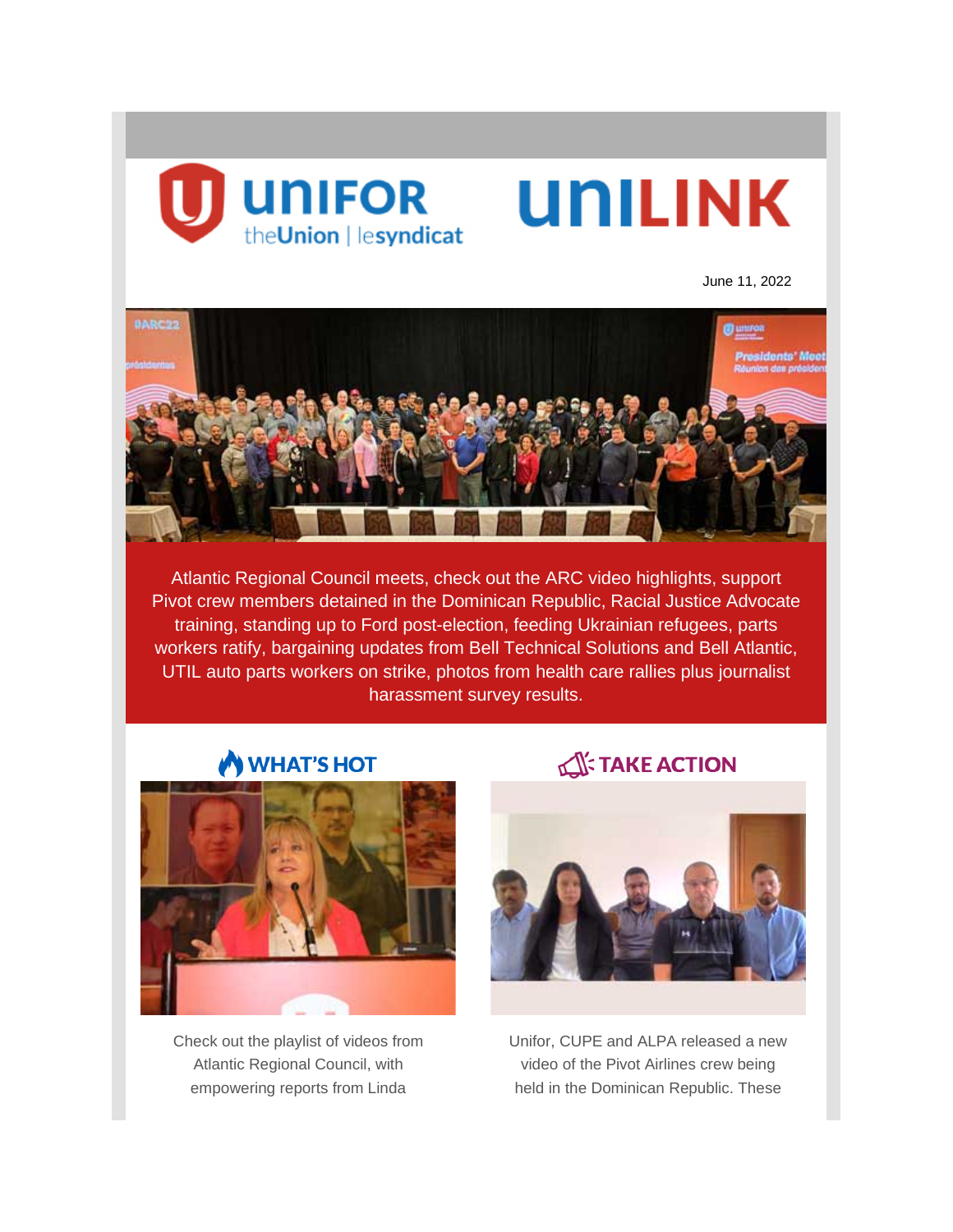UNIFOR theUnion | lesyndicat

UNILINK

June 11, 2022

Atlantic Regional Council meets, check out the ARC video highlights, support Pivot crew members detained in the Dominican Republic, Racial Justice Advocate training, standing up to Ford post-election, feeding Ukrainian refugees, parts workers ratify, bargaining updates from Bell Technical Solutions and Bell Atlantic, UTIL auto parts workers on strike, photos from health care rallies plus journalist harassment survey results.

## WHAT'S HOT

Check out the playlist of videos from Atlantic Regional Council, with empowering reports from Linda

## TAKE ACTION

Unifor, CUPE and ALPA released a new video of the Pivot Airlines crew being held in the Dominican Republic. These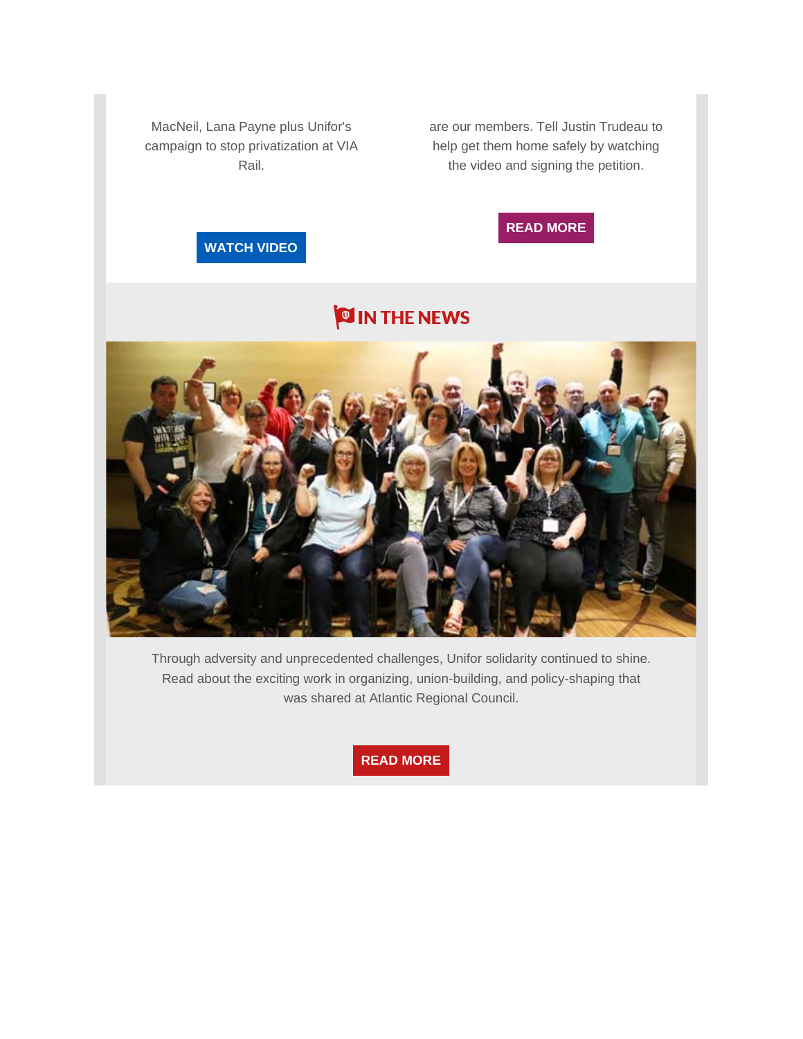MacNeil, Lana Payne plus Unifor's campaign to stop privatization at VIA Rail.

**WATCH VIDEO**

are our members. Tell Justin Trudeau to help get them home safely by watching the video and signing the petition.

**READ MORE**

## IN THE NEWS

Through adversity and unprecedented challenges, Unifor solidarity continued to shine. Read about the exciting work in organizing, union-building, and policy-shaping that was shared at Atlantic Regional Council.

**READ MORE**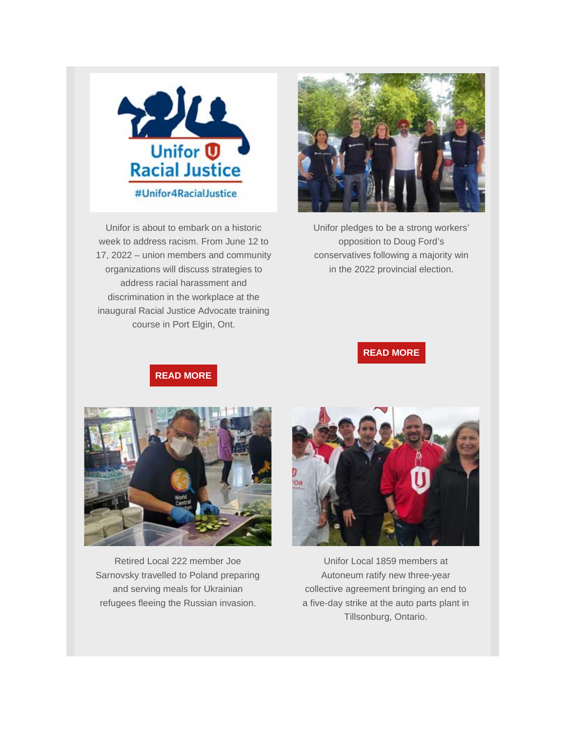Unifor is about to embark on a historic week to address racism. From June 12 to 17, 2022 – union members and community organizations will discuss strategies to address racial harassment and discrimination in the workplace at the inaugural Racial Justice Advocate training course in Port Elgin, Ont.

**READ MORE**

Unifor pledges to be a strong workers' opposition to Doug Ford's conservatives following a majority win in the 2022 provincial election.

**READ MORE**

Retired Local 222 member Joe Sarnovsky travelled to Poland preparing and serving meals for Ukrainian refugees fleeing the Russian invasion.

Unifor Local 1859 members at Autoneum ratify new three-year collective agreement bringing an end to a five-day strike at the auto parts plant in Tillsonburg, Ontario.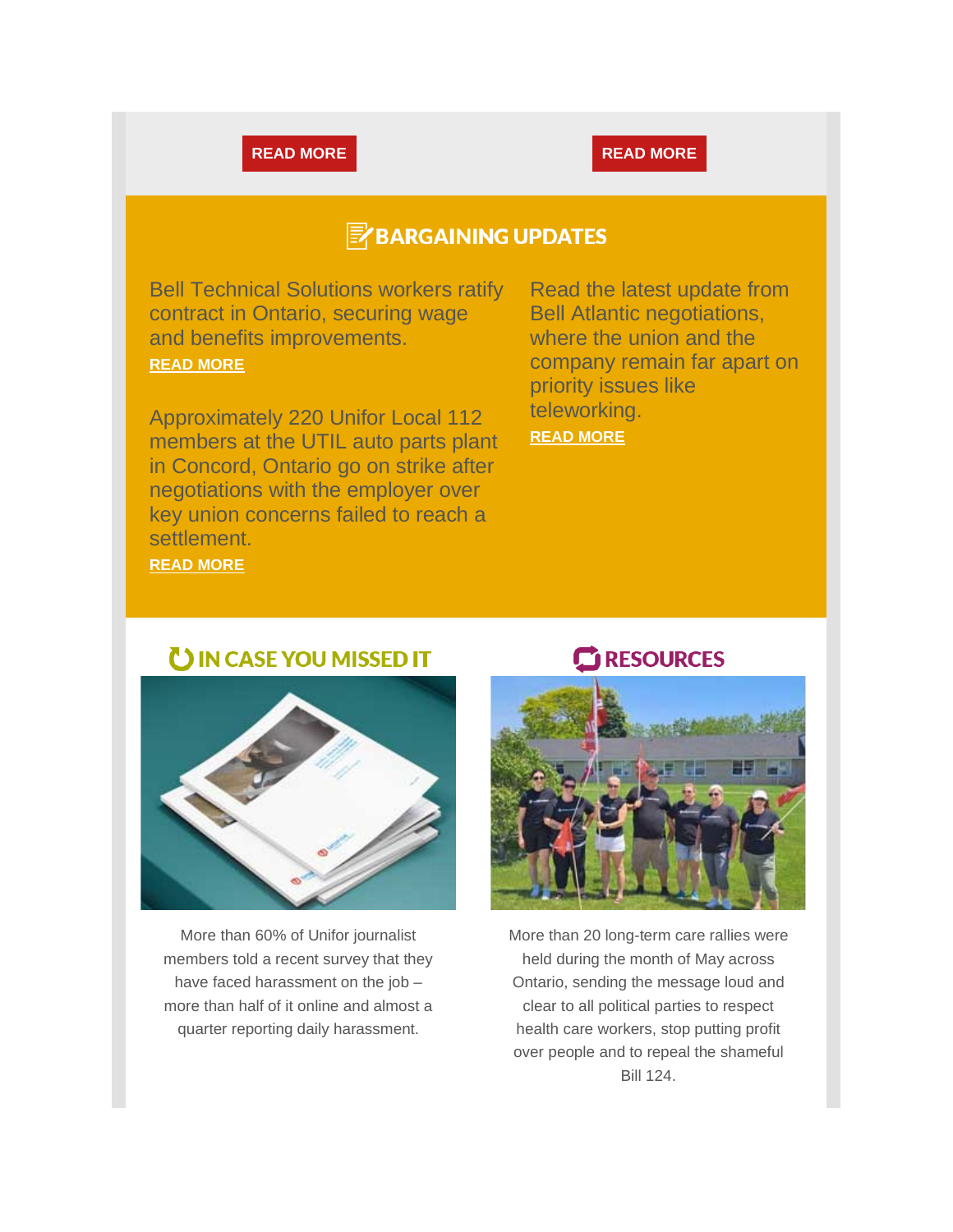READ MORE

READ MORE

## BARGAINING UPDATES

Bell Technical Solutions workers ratify contract in Ontario, securing wage and benefits improvements.

**READ MORE**

Approximately 220 Unifor Local 112 members at the UTIL auto parts plant in Concord, Ontario go on strike after negotiations with the employer over key union concerns failed to reach a settlement.

**READ MORE**

Read the latest update from Bell Atlantic negotiations, where the union and the company remain far apart on priority issues like teleworking.

**READ MORE**

## IN CASE YOU MISSED IT

More than 60% of Unifor journalist members told a recent survey that they have faced harassment on the job – more than half of it online and almost a quarter reporting daily harassment.

## RESOURCES

More than 20 long-term care rallies were held during the month of May across Ontario, sending the message loud and clear to all political parties to respect health care workers, stop putting profit over people and to repeal the shameful Bill 124.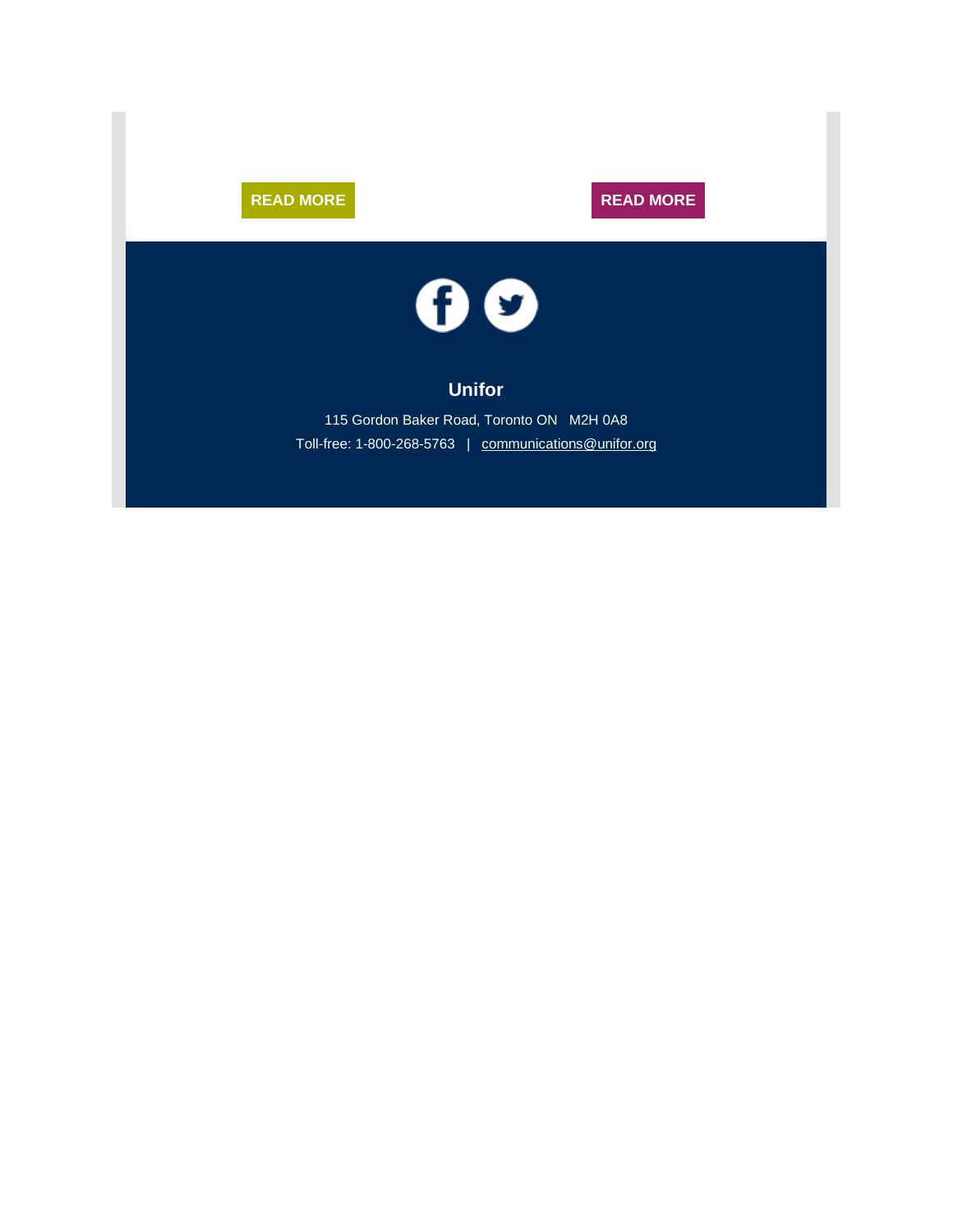READ MORE

READ MORE

**Unifor**

115 Gordon Baker Road, Toronto ON   M2H 0A8

Toll-free: 1-800-268-5763   |   communications@unifor.org